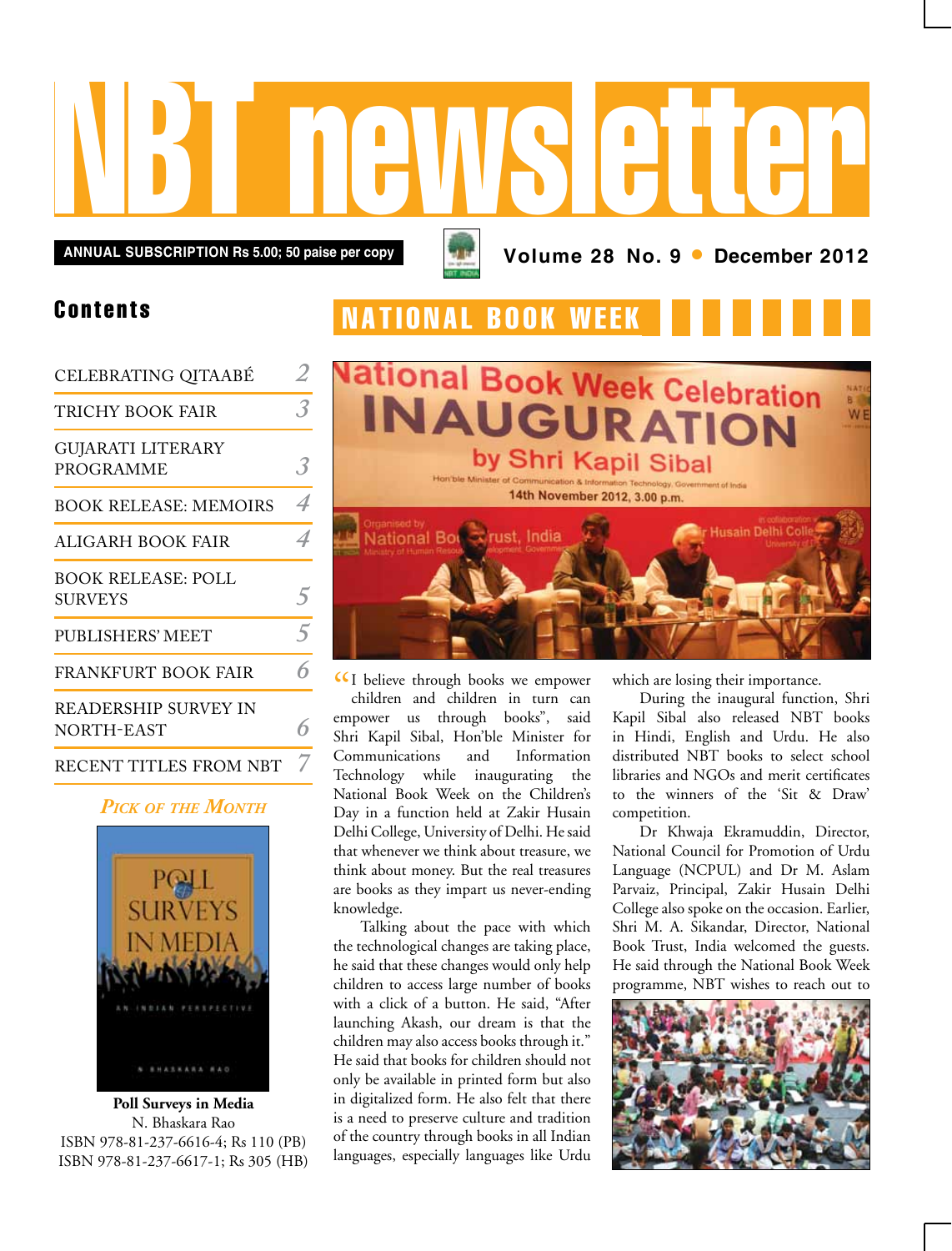# NBT newsletter

**ANNUAL SUBSCRIPTION Rs 5.00; 50 paise per copy**

**Volume 28 No. 9 • December 2012**

## Contents

| | |
|---|---|
| CELEBRATING QITAABÉ | 2 |
| TRICHY BOOK FAIR | 3 |
| GUJARATI LITERARY PROGRAMME | 3 |
| BOOK RELEASE: MEMOIRS | 4 |
| ALIGARH BOOK FAIR | 4 |
| BOOK RELEASE: POLL SURVEYS | 5 |
| PUBLISHERS' MEET | 5 |
| FRANKFURT BOOK FAIR | 6 |
| READERSHIP SURVEY IN NORTH-EAST | 6 |
| RECENT TITLES FROM NBT | 7 |

*PICK OF THE MONTH*

**Poll Surveys in Media**
N. Bhaskara Rao
ISBN 978-81-237-6616-4; Rs 110 (PB)
ISBN 978-81-237-6617-1; Rs 305 (HB)

## NATIONAL BOOK WEEK

"I believe through books we empower children and children in turn can empower us through books", said Shri Kapil Sibal, Hon'ble Minister for Communications and Information Technology while inaugurating the National Book Week on the Children's Day in a function held at Zakir Husain Delhi College, University of Delhi. He said that whenever we think about treasure, we think about money. But the real treasures are books as they impart us never-ending knowledge.

Talking about the pace with which the technological changes are taking place, he said that these changes would only help children to access large number of books with a click of a button. He said, "After launching Akash, our dream is that the children may also access books through it." He said that books for children should not only be available in printed form but also in digitalized form. He also felt that there is a need to preserve culture and tradition of the country through books in all Indian languages, especially languages like Urdu which are losing their importance.

During the inaugural function, Shri Kapil Sibal also released NBT books in Hindi, English and Urdu. He also distributed NBT books to select school libraries and NGOs and merit certificates to the winners of the 'Sit & Draw' competition.

Dr Khwaja Ekramuddin, Director, National Council for Promotion of Urdu Language (NCPUL) and Dr M. Aslam Parvaiz, Principal, Zakir Husain Delhi College also spoke on the occasion. Earlier, Shri M. A. Sikandar, Director, National Book Trust, India welcomed the guests. He said through the National Book Week programme, NBT wishes to reach out to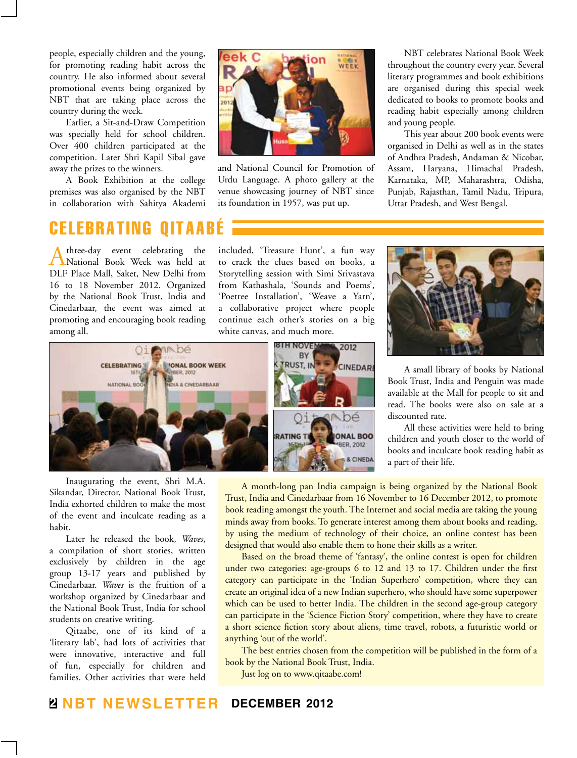people, especially children and the young, for promoting reading habit across the country. He also informed about several promotional events being organized by NBT that are taking place across the country during the week.

Earlier, a Sit-and-Draw Competition was specially held for school children. Over 400 children participated at the competition. Later Shri Kapil Sibal gave away the prizes to the winners.

A Book Exhibition at the college premises was also organised by the NBT in collaboration with Sahitya Akademi and National Council for Promotion of Urdu Language. A photo gallery at the venue showcasing journey of NBT since its foundation in 1957, was put up.

NBT celebrates National Book Week throughout the country every year. Several literary programmes and book exhibitions are organised during this special week dedicated to books to promote books and reading habit especially among children and young people.

This year about 200 book events were organised in Delhi as well as in the states of Andhra Pradesh, Andaman & Nicobar, Assam, Haryana, Himachal Pradesh, Karnataka, MP, Maharashtra, Odisha, Punjab, Rajasthan, Tamil Nadu, Tripura, Uttar Pradesh, and West Bengal.

## CELEBRATING QITAABÉ

A three-day event celebrating the National Book Week was held at DLF Place Mall, Saket, New Delhi from 16 to 18 November 2012. Organized by the National Book Trust, India and Cinedarbaar, the event was aimed at promoting and encouraging book reading among all.

Inaugurating the event, Shri M.A. Sikandar, Director, National Book Trust, India exhorted children to make the most of the event and inculcate reading as a habit.

Later he released the book, *Waves*, a compilation of short stories, written exclusively by children in the age group 13-17 years and published by Cinedarbaar. *Waves* is the fruition of a workshop organized by Cinedarbaar and the National Book Trust, India for school students on creative writing.

Qitaabe, one of its kind of a 'literary lab', had lots of activities that were innovative, interactive and full of fun, especially for children and families. Other activities that were held included, 'Treasure Hunt', a fun way to crack the clues based on books, a Storytelling session with Simi Srivastava from Kathashala, 'Sounds and Poems', 'Poetree Installation', 'Weave a Yarn', a collaborative project where people continue each other's stories on a big white canvas, and much more.

A small library of books by National Book Trust, India and Penguin was made available at the Mall for people to sit and read. The books were also on sale at a discounted rate.

All these activities were held to bring children and youth closer to the world of books and inculcate book reading habit as a part of their life.

A month-long pan India campaign is being organized by the National Book Trust, India and Cinedarbaar from 16 November to 16 December 2012, to promote book reading amongst the youth. The Internet and social media are taking the young minds away from books. To generate interest among them about books and reading, by using the medium of technology of their choice, an online contest has been designed that would also enable them to hone their skills as a writer.

Based on the broad theme of 'fantasy', the online contest is open for children under two categories: age-groups 6 to 12 and 13 to 17. Children under the first category can participate in the 'Indian Superhero' competition, where they can create an original idea of a new Indian superhero, who should have some superpower which can be used to better India. The children in the second age-group category can participate in the 'Science Fiction Story' competition, where they have to create a short science fiction story about aliens, time travel, robots, a futuristic world or anything 'out of the world'.

The best entries chosen from the competition will be published in the form of a book by the National Book Trust, India.

Just log on to www.qitaabe.com!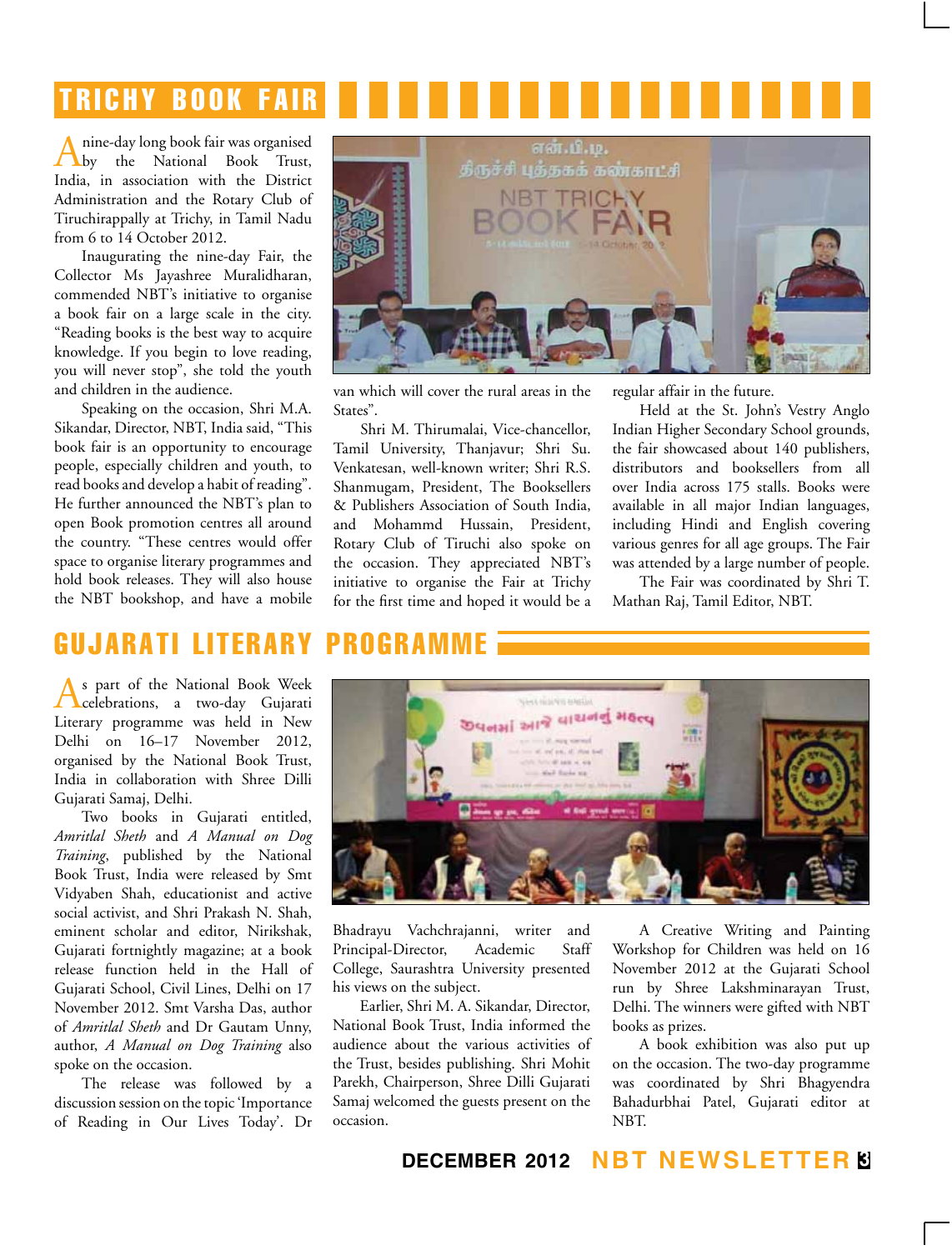## TRICHY BOOK FAIR

A nine-day long book fair was organised by the National Book Trust, India, in association with the District Administration and the Rotary Club of Tiruchirappally at Trichy, in Tamil Nadu from 6 to 14 October 2012.

Inaugurating the nine-day Fair, the Collector Ms Jayashree Muralidharan, commended NBT's initiative to organise a book fair on a large scale in the city. "Reading books is the best way to acquire knowledge. If you begin to love reading, you will never stop", she told the youth and children in the audience.

Speaking on the occasion, Shri M.A. Sikandar, Director, NBT, India said, "This book fair is an opportunity to encourage people, especially children and youth, to read books and develop a habit of reading". He further announced the NBT's plan to open Book promotion centres all around the country. "These centres would offer space to organise literary programmes and hold book releases. They will also house the NBT bookshop, and have a mobile van which will cover the rural areas in the States".

Shri M. Thirumalai, Vice-chancellor, Tamil University, Thanjavur; Shri Su. Venkatesan, well-known writer; Shri R.S. Shanmugam, President, The Booksellers & Publishers Association of South India, and Mohammd Hussain, President, Rotary Club of Tiruchi also spoke on the occasion. They appreciated NBT's initiative to organise the Fair at Trichy for the first time and hoped it would be a regular affair in the future.

Held at the St. John's Vestry Anglo Indian Higher Secondary School grounds, the fair showcased about 140 publishers, distributors and booksellers from all over India across 175 stalls. Books were available in all major Indian languages, including Hindi and English covering various genres for all age groups. The Fair was attended by a large number of people.

The Fair was coordinated by Shri T. Mathan Raj, Tamil Editor, NBT.

## GUJARATI LITERARY PROGRAMME

As part of the National Book Week celebrations, a two-day Gujarati Literary programme was held in New Delhi on 16–17 November 2012, organised by the National Book Trust, India in collaboration with Shree Dilli Gujarati Samaj, Delhi.

Two books in Gujarati entitled, *Amritlal Sheth* and *A Manual on Dog Training*, published by the National Book Trust, India were released by Smt Vidyaben Shah, educationist and active social activist, and Shri Prakash N. Shah, eminent scholar and editor, Nirikshak, Gujarati fortnightly magazine; at a book release function held in the Hall of Gujarati School, Civil Lines, Delhi on 17 November 2012. Smt Varsha Das, author of *Amritlal Sheth* and Dr Gautam Unny, author, *A Manual on Dog Training* also spoke on the occasion.

The release was followed by a discussion session on the topic 'Importance of Reading in Our Lives Today'. Dr Bhadrayu Vachchrajanni, writer and Principal-Director, Academic Staff College, Saurashtra University presented his views on the subject.

Earlier, Shri M. A. Sikandar, Director, National Book Trust, India informed the audience about the various activities of the Trust, besides publishing. Shri Mohit Parekh, Chairperson, Shree Dilli Gujarati Samaj welcomed the guests present on the occasion.

A Creative Writing and Painting Workshop for Children was held on 16 November 2012 at the Gujarati School run by Shree Lakshminarayan Trust, Delhi. The winners were gifted with NBT books as prizes.

A book exhibition was also put up on the occasion. The two-day programme was coordinated by Shri Bhagyendra Bahadurbhai Patel, Gujarati editor at NBT.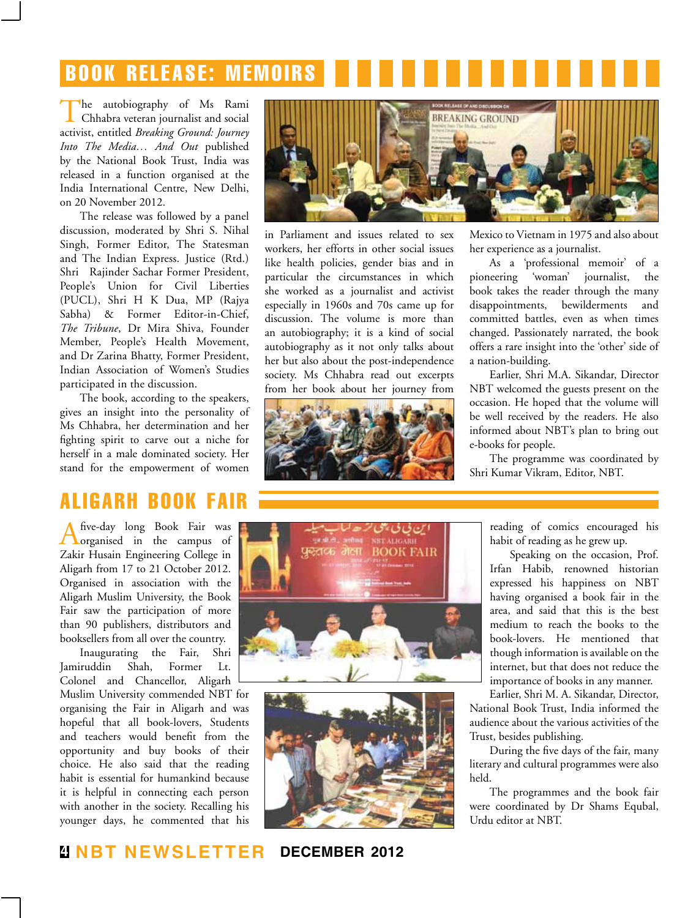# BOOK RELEASE: MEMOIRS

The autobiography of Ms Rami Chhabra veteran journalist and social activist, entitled *Breaking Ground: Journey Into The Media… And Out* published by the National Book Trust, India was released in a function organised at the India International Centre, New Delhi, on 20 November 2012.

The release was followed by a panel discussion, moderated by Shri S. Nihal Singh, Former Editor, The Statesman and The Indian Express. Justice (Rtd.) Shri Rajinder Sachar Former President, People's Union for Civil Liberties (PUCL), Shri H K Dua, MP (Rajya Sabha) & Former Editor-in-Chief, *The Tribune*, Dr Mira Shiva, Founder Member, People's Health Movement, and Dr Zarina Bhatty, Former President, Indian Association of Women's Studies participated in the discussion.

The book, according to the speakers, gives an insight into the personality of Ms Chhabra, her determination and her fighting spirit to carve out a niche for herself in a male dominated society. Her stand for the empowerment of women in Parliament and issues related to sex workers, her efforts in other social issues like health policies, gender bias and in particular the circumstances in which she worked as a journalist and activist especially in 1960s and 70s came up for discussion. The volume is more than an autobiography; it is a kind of social autobiography as it not only talks about her but also about the post-independence society. Ms Chhabra read out excerpts from her book about her journey from Mexico to Vietnam in 1975 and also about her experience as a journalist.

As a 'professional memoir' of a pioneering 'woman' journalist, the book takes the reader through the many disappointments, bewilderments and committed battles, even as when times changed. Passionately narrated, the book offers a rare insight into the 'other' side of a nation-building.

Earlier, Shri M.A. Sikandar, Director NBT welcomed the guests present on the occasion. He hoped that the volume will be well received by the readers. He also informed about NBT's plan to bring out e-books for people.

The programme was coordinated by Shri Kumar Vikram, Editor, NBT.

# ALIGARH BOOK FAIR

A five-day long Book Fair was organised in the campus of Zakir Husain Engineering College in Aligarh from 17 to 21 October 2012. Organised in association with the Aligarh Muslim University, the Book Fair saw the participation of more than 90 publishers, distributors and booksellers from all over the country.

Inaugurating the Fair, Shri Jamiruddin Shah, Former Lt. Colonel and Chancellor, Aligarh Muslim University commended NBT for organising the Fair in Aligarh and was hopeful that all book-lovers, Students and teachers would benefit from the opportunity and buy books of their choice. He also said that the reading habit is essential for humankind because it is helpful in connecting each person with another in the society. Recalling his younger days, he commented that his reading of comics encouraged his habit of reading as he grew up.

Speaking on the occasion, Prof. Irfan Habib, renowned historian expressed his happiness on NBT having organised a book fair in the area, and said that this is the best medium to reach the books to the book-lovers. He mentioned that though information is available on the internet, but that does not reduce the importance of books in any manner.

Earlier, Shri M. A. Sikandar, Director, National Book Trust, India informed the audience about the various activities of the Trust, besides publishing.

During the five days of the fair, many literary and cultural programmes were also held.

The programmes and the book fair were coordinated by Dr Shams Equbal, Urdu editor at NBT.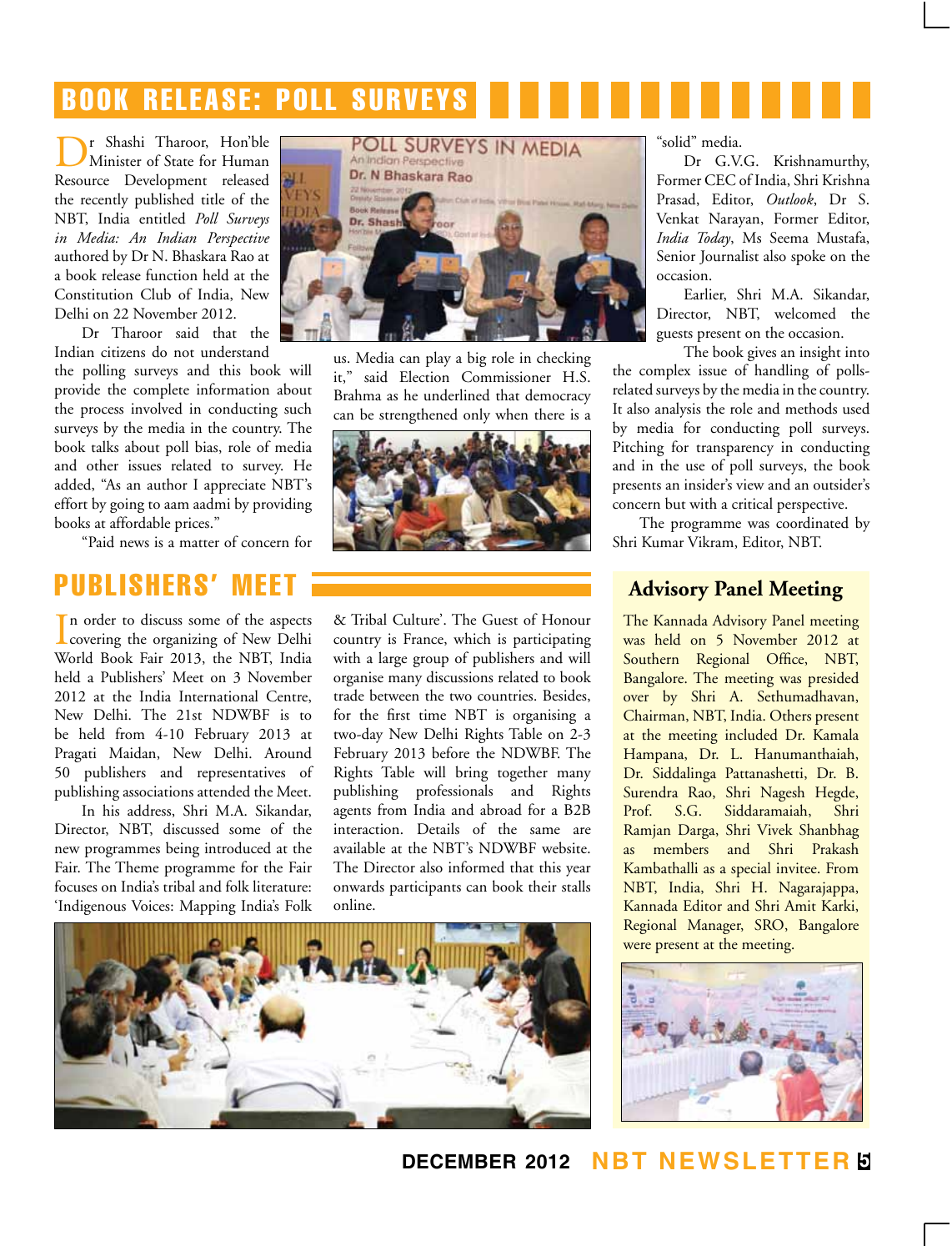## BOOK RELEASE: POLL SURVEYS

Dr Shashi Tharoor, Hon'ble Minister of State for Human Resource Development released the recently published title of the NBT, India entitled *Poll Surveys in Media: An Indian Perspective* authored by Dr N. Bhaskara Rao at a book release function held at the Constitution Club of India, New Delhi on 22 November 2012.

Dr Tharoor said that the Indian citizens do not understand the polling surveys and this book will provide the complete information about the process involved in conducting such surveys by the media in the country. The book talks about poll bias, role of media and other issues related to survey. He added, "As an author I appreciate NBT's effort by going to aam aadmi by providing books at affordable prices."

"Paid news is a matter of concern for us. Media can play a big role in checking it," said Election Commissioner H.S. Brahma as he underlined that democracy can be strengthened only when there is a "solid" media.

Dr G.V.G. Krishnamurthy, Former CEC of India, Shri Krishna Prasad, Editor, *Outlook*, Dr S. Venkat Narayan, Former Editor, *India Today*, Ms Seema Mustafa, Senior Journalist also spoke on the occasion.

Earlier, Shri M.A. Sikandar, Director, NBT, welcomed the guests present on the occasion.

The book gives an insight into the complex issue of handling of polls-related surveys by the media in the country. It also analysis the role and methods used by media for conducting poll surveys. Pitching for transparency in conducting and in the use of poll surveys, the book presents an insider's view and an outsider's concern but with a critical perspective.

The programme was coordinated by Shri Kumar Vikram, Editor, NBT.

## PUBLISHERS' MEET

In order to discuss some of the aspects covering the organizing of New Delhi World Book Fair 2013, the NBT, India held a Publishers' Meet on 3 November 2012 at the India International Centre, New Delhi. The 21st NDWBF is to be held from 4-10 February 2013 at Pragati Maidan, New Delhi. Around 50 publishers and representatives of publishing associations attended the Meet.

In his address, Shri M.A. Sikandar, Director, NBT, discussed some of the new programmes being introduced at the Fair. The Theme programme for the Fair focuses on India's tribal and folk literature: 'Indigenous Voices: Mapping India's Folk & Tribal Culture'. The Guest of Honour country is France, which is participating with a large group of publishers and will organise many discussions related to book trade between the two countries. Besides, for the first time NBT is organising a two-day New Delhi Rights Table on 2-3 February 2013 before the NDWBF. The Rights Table will bring together many publishing professionals and Rights agents from India and abroad for a B2B interaction. Details of the same are available at the NBT's NDWBF website. The Director also informed that this year onwards participants can book their stalls online.

## Advisory Panel Meeting

The Kannada Advisory Panel meeting was held on 5 November 2012 at Southern Regional Office, NBT, Bangalore. The meeting was presided over by Shri A. Sethumadhavan, Chairman, NBT, India. Others present at the meeting included Dr. Kamala Hampana, Dr. L. Hanumanthaiah, Dr. Siddalinga Pattanashetti, Dr. B. Surendra Rao, Shri Nagesh Hegde, Prof. S.G. Siddaramaiah, Shri Ramjan Darga, Shri Vivek Shanbhag as members and Shri Prakash Kambathalli as a special invitee. From NBT, India, Shri H. Nagarajappa, Kannada Editor and Shri Amit Karki, Regional Manager, SRO, Bangalore were present at the meeting.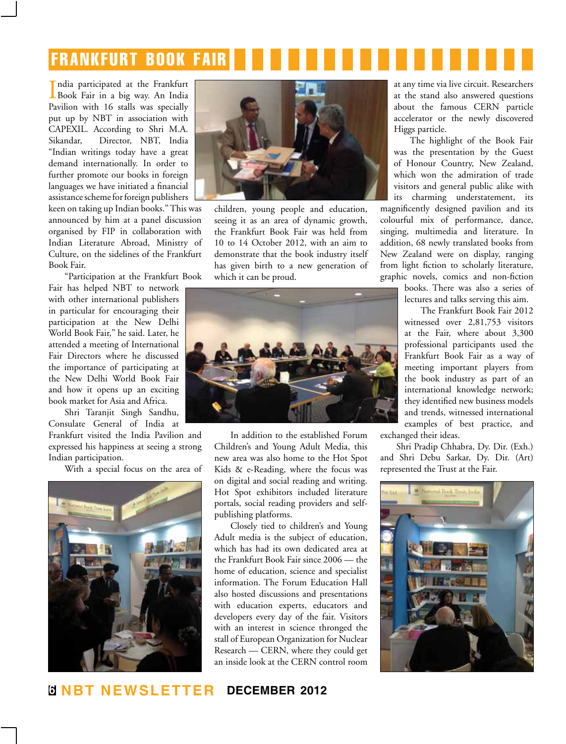# FRANKFURT BOOK FAIR

India participated at the Frankfurt Book Fair in a big way. An India Pavilion with 16 stalls was specially put up by NBT in association with CAPEXIL. According to Shri M.A. Sikandar, Director, NBT, India "Indian writings today have a great demand internationally. In order to further promote our books in foreign languages we have initiated a financial assistance scheme for foreign publishers keen on taking up Indian books." This was announced by him at a panel discussion organised by FIP in collaboration with Indian Literature Abroad, Ministry of Culture, on the sidelines of the Frankfurt Book Fair.

"Participation at the Frankfurt Book Fair has helped NBT to network with other international publishers in particular for encouraging their participation at the New Delhi World Book Fair," he said. Later, he attended a meeting of International Fair Directors where he discussed the importance of participating at the New Delhi World Book Fair and how it opens up an exciting book market for Asia and Africa.

Shri Taranjit Singh Sandhu, Consulate General of India at Frankfurt visited the India Pavilion and expressed his happiness at seeing a strong Indian participation.

With a special focus on the area of children, young people and education, seeing it as an area of dynamic growth, the Frankfurt Book Fair was held from 10 to 14 October 2012, with an aim to demonstrate that the book industry itself has given birth to a new generation of which it can be proud.

In addition to the established Forum Children's and Young Adult Media, this new area was also home to the Hot Spot Kids & e-Reading, where the focus was on digital and social reading and writing. Hot Spot exhibitors included literature portals, social reading providers and self-publishing platforms.

Closely tied to children's and Young Adult media is the subject of education, which has had its own dedicated area at the Frankfurt Book Fair since 2006 — the home of education, science and specialist information. The Forum Education Hall also hosted discussions and presentations with education experts, educators and developers every day of the fair. Visitors with an interest in science thronged the stall of European Organization for Nuclear Research — CERN, where they could get an inside look at the CERN control room at any time via live circuit. Researchers at the stand also answered questions about the famous CERN particle accelerator or the newly discovered Higgs particle.

The highlight of the Book Fair was the presentation by the Guest of Honour Country, New Zealand, which won the admiration of trade visitors and general public alike with its charming understatement, its magnificently designed pavilion and its colourful mix of performance, dance, singing, multimedia and literature. In addition, 68 newly translated books from New Zealand were on display, ranging from light fiction to scholarly literature, graphic novels, comics and non-fiction books. There was also a series of lectures and talks serving this aim.

The Frankfurt Book Fair 2012 witnessed over 2,81,753 visitors at the Fair, where about 3,300 professional participants used the Frankfurt Book Fair as a way of meeting important players from the book industry as part of an international knowledge network; they identified new business models and trends, witnessed international examples of best practice, and exchanged their ideas.

Shri Pradip Chhabra, Dy. Dir. (Exh.) and Shri Debu Sarkar, Dy. Dir. (Art) represented the Trust at the Fair.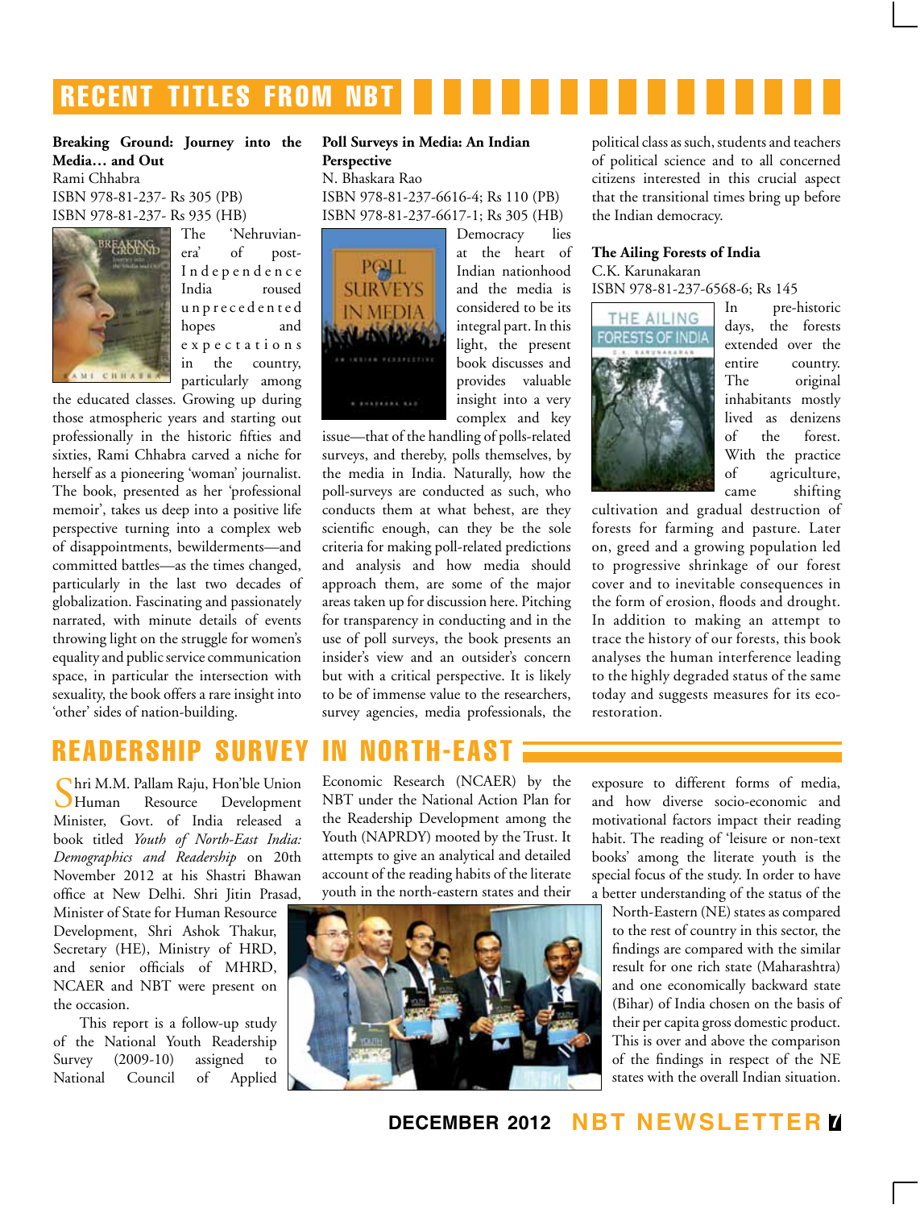# RECENT TITLES FROM NBT

**Breaking Ground: Journey into the Media… and Out**
Rami Chhabra
ISBN 978-81-237- Rs 305 (PB)
ISBN 978-81-237- Rs 935 (HB)

The 'Nehruvian-era' of post-Independence India roused unprecedented hopes and expectations in the country, particularly among the educated classes. Growing up during those atmospheric years and starting out professionally in the historic fifties and sixties, Rami Chhabra carved a niche for herself as a pioneering 'woman' journalist. The book, presented as her 'professional memoir', takes us deep into a positive life perspective turning into a complex web of disappointments, bewilderments—and committed battles—as the times changed, particularly in the last two decades of globalization. Fascinating and passionately narrated, with minute details of events throwing light on the struggle for women's equality and public service communication space, in particular the intersection with sexuality, the book offers a rare insight into 'other' sides of nation-building.

**Poll Surveys in Media: An Indian Perspective**
N. Bhaskara Rao
ISBN 978-81-237-6616-4; Rs 110 (PB)
ISBN 978-81-237-6617-1; Rs 305 (HB)

Democracy lies at the heart of Indian nationhood and the media is considered to be its integral part. In this light, the present book discusses and provides valuable insight into a very complex and key issue—that of the handling of polls-related surveys, and thereby, polls themselves, by the media in India. Naturally, how the poll-surveys are conducted as such, who conducts them at what behest, are they scientific enough, can they be the sole criteria for making poll-related predictions and analysis and how media should approach them, are some of the major areas taken up for discussion here. Pitching for transparency in conducting and in the use of poll surveys, the book presents an insider's view and an outsider's concern but with a critical perspective. It is likely to be of immense value to the researchers, survey agencies, media professionals, the political class as such, students and teachers of political science and to all concerned citizens interested in this crucial aspect that the transitional times bring up before the Indian democracy.

**The Ailing Forests of India**
C.K. Karunakaran
ISBN 978-81-237-6568-6; Rs 145

In pre-historic days, the forests extended over the entire country. The original inhabitants mostly lived as denizens of the forest. With the practice of agriculture, came shifting cultivation and gradual destruction of forests for farming and pasture. Later on, greed and a growing population led to progressive shrinkage of our forest cover and to inevitable consequences in the form of erosion, floods and drought. In addition to making an attempt to trace the history of our forests, this book analyses the human interference leading to the highly degraded status of the same today and suggests measures for its eco-restoration.

# READERSHIP SURVEY IN NORTH-EAST

Shri M.M. Pallam Raju, Hon'ble Union Human Resource Development Minister, Govt. of India released a book titled *Youth of North-East India: Demographics and Readership* on 20th November 2012 at his Shastri Bhawan office at New Delhi. Shri Jitin Prasad, Minister of State for Human Resource Development, Shri Ashok Thakur, Secretary (HE), Ministry of HRD, and senior officials of MHRD, NCAER and NBT were present on the occasion.

This report is a follow-up study of the National Youth Readership Survey (2009-10) assigned to National Council of Applied Economic Research (NCAER) by the NBT under the National Action Plan for the Readership Development among the Youth (NAPRDY) mooted by the Trust. It attempts to give an analytical and detailed account of the reading habits of the literate youth in the north-eastern states and their exposure to different forms of media, and how diverse socio-economic and motivational factors impact their reading habit. The reading of 'leisure or non-text books' among the literate youth is the special focus of the study. In order to have a better understanding of the status of the North-Eastern (NE) states as compared to the rest of country in this sector, the findings are compared with the similar result for one rich state (Maharashtra) and one economically backward state (Bihar) of India chosen on the basis of their per capita gross domestic product. This is over and above the comparison of the findings in respect of the NE states with the overall Indian situation.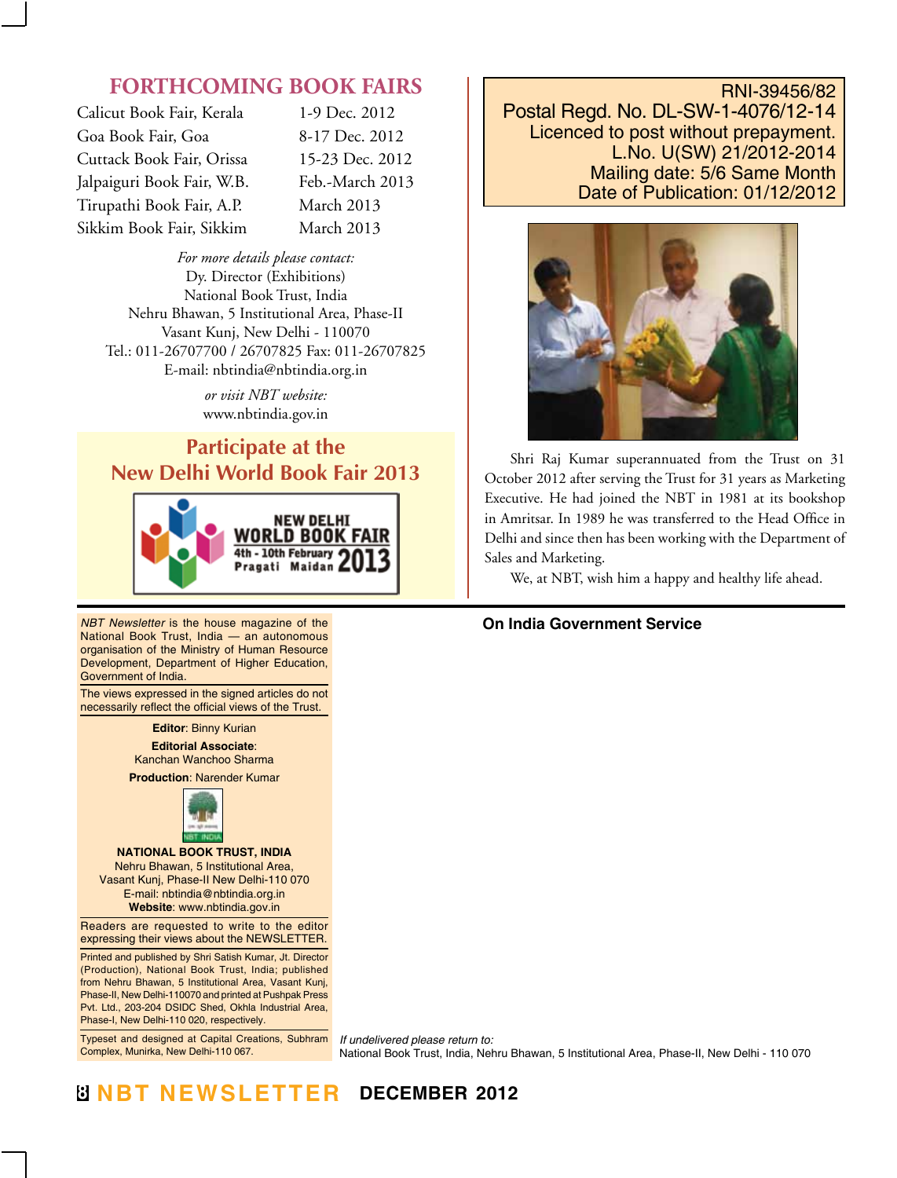## FORTHCOMING BOOK FAIRS

| | |
|---|---|
| Calicut Book Fair, Kerala | 1-9 Dec. 2012 |
| Goa Book Fair, Goa | 8-17 Dec. 2012 |
| Cuttack Book Fair, Orissa | 15-23 Dec. 2012 |
| Jalpaiguri Book Fair, W.B. | Feb.-March 2013 |
| Tirupathi Book Fair, A.P. | March 2013 |
| Sikkim Book Fair, Sikkim | March 2013 |

*For more details please contact:*
Dy. Director (Exhibitions)
National Book Trust, India
Nehru Bhawan, 5 Institutional Area, Phase-II
Vasant Kunj, New Delhi - 110070
Tel.: 011-26707700 / 26707825 Fax: 011-26707825
E-mail: nbtindia@nbtindia.org.in

*or visit NBT website:*
www.nbtindia.gov.in

## Participate at the New Delhi World Book Fair 2013

NEW DELHI WORLD BOOK FAIR
4th - 10th February 2013
Pragati Maidan

RNI-39456/82
Postal Regd. No. DL-SW-1-4076/12-14
Licenced to post without prepayment.
L.No. U(SW) 21/2012-2014
Mailing date: 5/6 Same Month
Date of Publication: 01/12/2012

Shri Raj Kumar superannuated from the Trust on 31 October 2012 after serving the Trust for 31 years as Marketing Executive. He had joined the NBT in 1981 at its bookshop in Amritsar. In 1989 he was transferred to the Head Office in Delhi and since then has been working with the Department of Sales and Marketing.

We, at NBT, wish him a happy and healthy life ahead.

*NBT Newsletter* is the house magazine of the National Book Trust, India — an autonomous organisation of the Ministry of Human Resource Development, Department of Higher Education, Government of India.

The views expressed in the signed articles do not necessarily reflect the official views of the Trust.

**Editor**: Binny Kurian

**Editorial Associate**: Kanchan Wanchoo Sharma

**Production**: Narender Kumar

**NATIONAL BOOK TRUST, INDIA**
Nehru Bhawan, 5 Institutional Area,
Vasant Kunj, Phase-II New Delhi-110 070
E-mail: nbtindia@nbtindia.org.in
**Website**: www.nbtindia.gov.in

Readers are requested to write to the editor expressing their views about the NEWSLETTER.

Printed and published by Shri Satish Kumar, Jt. Director (Production), National Book Trust, India; published from Nehru Bhawan, 5 Institutional Area, Vasant Kunj, Phase-II, New Delhi-110070 and printed at Pushpak Press Pvt. Ltd., 203-204 DSIDC Shed, Okhla Industrial Area, Phase-I, New Delhi-110 020, respectively.

Typeset and designed at Capital Creations, Subhram Complex, Munirka, New Delhi-110 067.

**On India Government Service**

*If undelivered please return to:*
National Book Trust, India, Nehru Bhawan, 5 Institutional Area, Phase-II, New Delhi - 110 070